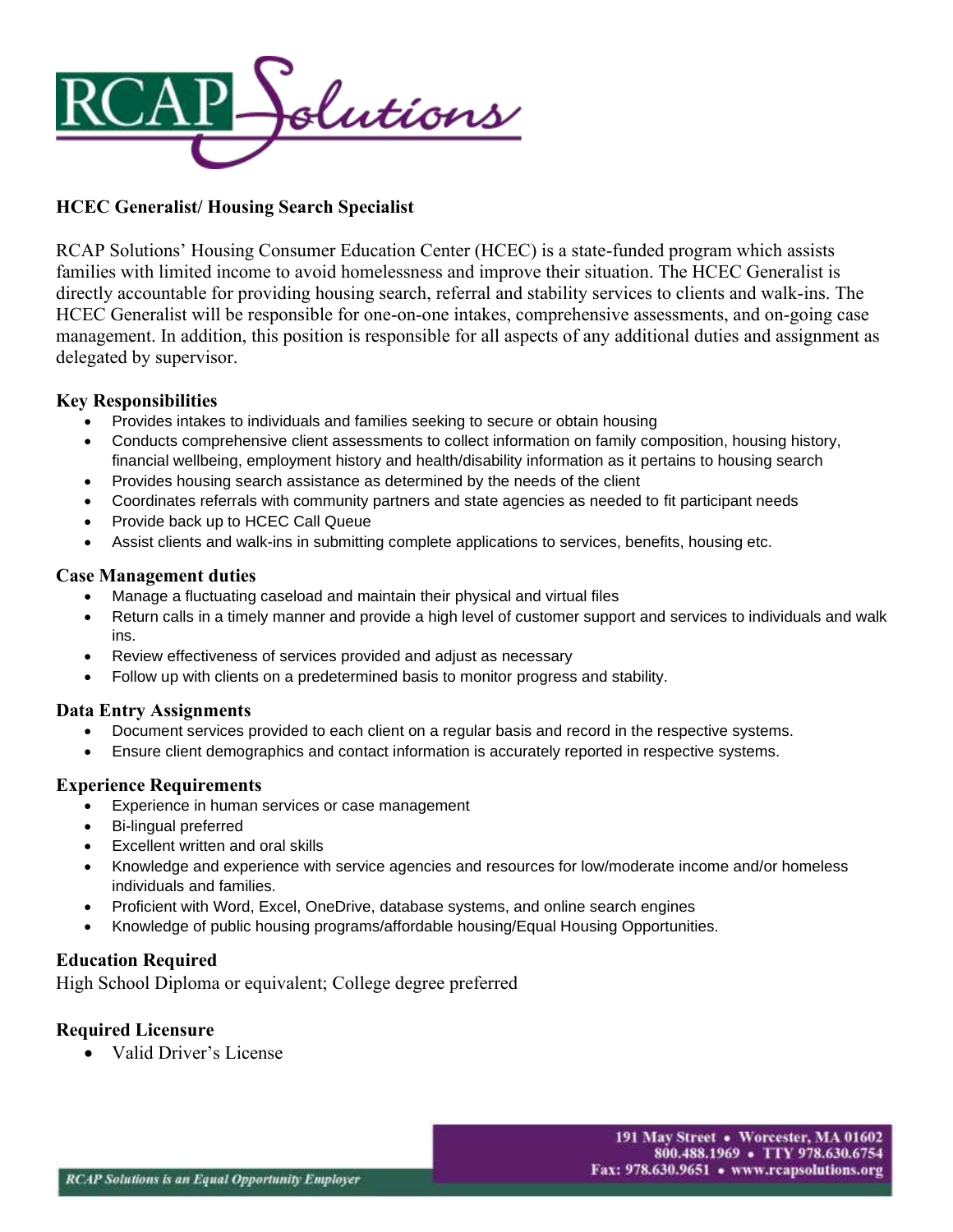# RCAP Solutions

## HCEC Generalist/ Housing Search Specialist

RCAP Solutions' Housing Consumer Education Center (HCEC) is a state-funded program which assists families with limited income to avoid homelessness and improve their situation. The HCEC Generalist is directly accountable for providing housing search, referral and stability services to clients and walk-ins. The HCEC Generalist will be responsible for one-on-one intakes, comprehensive assessments, and on-going case management. In addition, this position is responsible for all aspects of any additional duties and assignment as delegated by supervisor.

### Key Responsibilities

- Provides intakes to individuals and families seeking to secure or obtain housing
- Conducts comprehensive client assessments to collect information on family composition, housing history, financial wellbeing, employment history and health/disability information as it pertains to housing search
- Provides housing search assistance as determined by the needs of the client
- Coordinates referrals with community partners and state agencies as needed to fit participant needs
- Provide back up to HCEC Call Queue
- Assist clients and walk-ins in submitting complete applications to services, benefits, housing etc.

### Case Management duties

- Manage a fluctuating caseload and maintain their physical and virtual files
- Return calls in a timely manner and provide a high level of customer support and services to individuals and walk ins.
- Review effectiveness of services provided and adjust as necessary
- Follow up with clients on a predetermined basis to monitor progress and stability.

### Data Entry Assignments

- Document services provided to each client on a regular basis and record in the respective systems.
- Ensure client demographics and contact information is accurately reported in respective systems.

### Experience Requirements

- Experience in human services or case management
- Bi-lingual preferred
- Excellent written and oral skills
- Knowledge and experience with service agencies and resources for low/moderate income and/or homeless individuals and families.
- Proficient with Word, Excel, OneDrive, database systems, and online search engines
- Knowledge of public housing programs/affordable housing/Equal Housing Opportunities.

### Education Required

High School Diploma or equivalent; College degree preferred

### Required Licensure

- Valid Driver's License

*RCAP Solutions is an Equal Opportunity Employer*

191 May Street • Worcester, MA 01602
800.488.1969 • TTY 978.630.6754
Fax: 978.630.9651 • www.rcapsolutions.org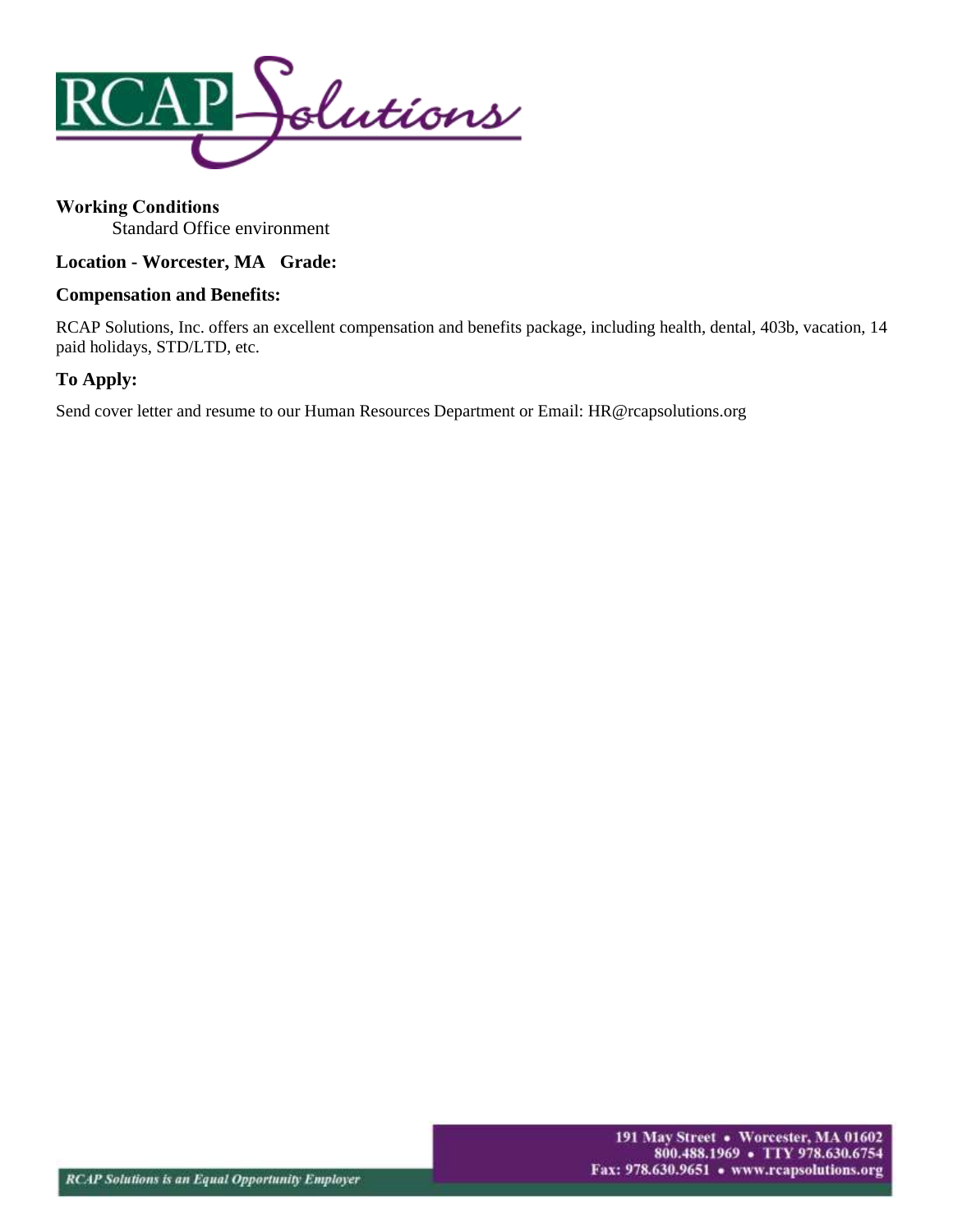**Working Conditions**

Standard Office environment

**Location - Worcester, MA   Grade:**

**Compensation and Benefits:**

RCAP Solutions, Inc. offers an excellent compensation and benefits package, including health, dental, 403b, vacation, 14 paid holidays, STD/LTD, etc.

**To Apply:**

Send cover letter and resume to our Human Resources Department or Email: HR@rcapsolutions.org

*RCAP Solutions is an Equal Opportunity Employer*

191 May Street • Worcester, MA 01602
800.488.1969 • TTY 978.630.6754
Fax: 978.630.9651 • www.rcapsolutions.org